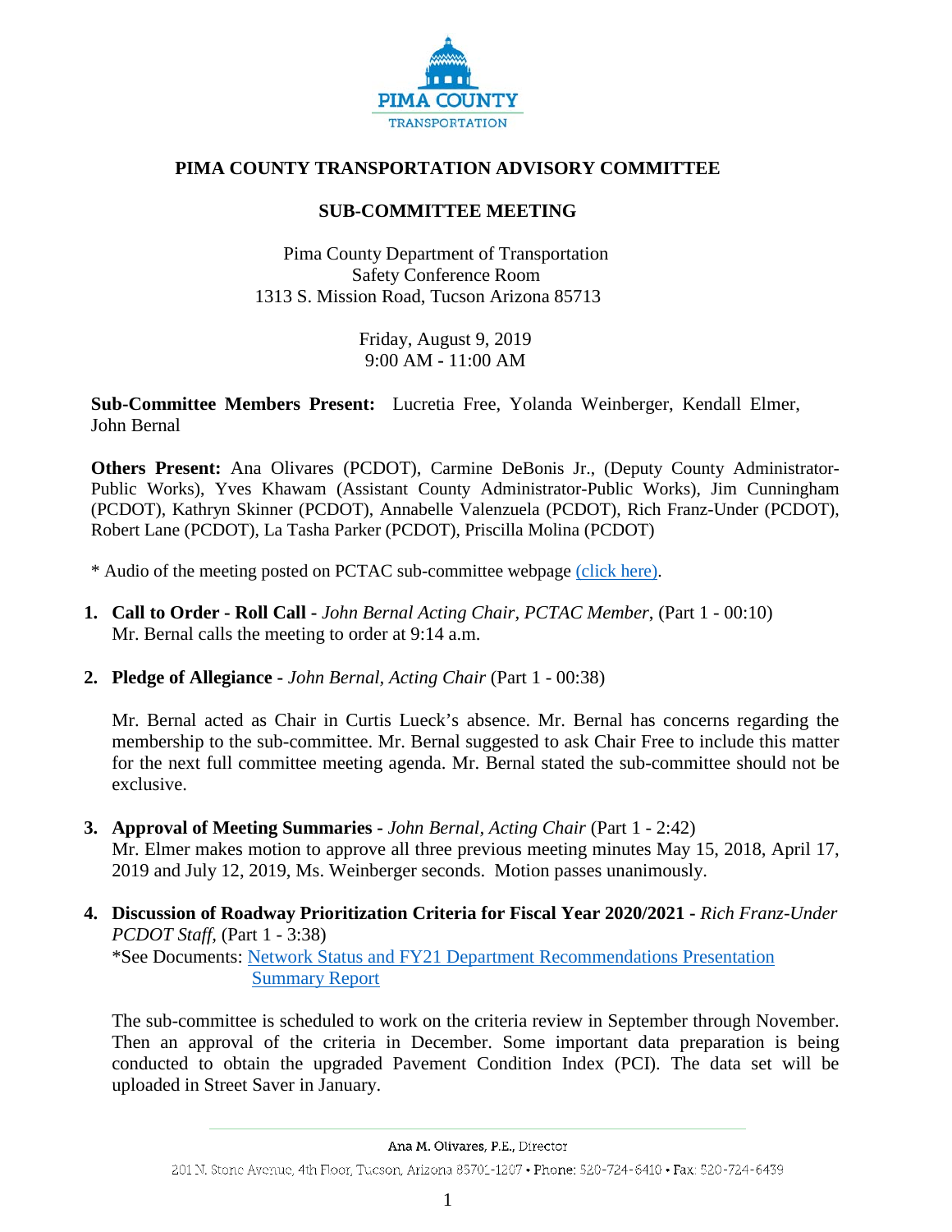# PIMA COUNTY TRANSPORTATION ADVISORY COMMITTEE

## SUB-COMMITTEE MEETING

Pima County Department of Transportation
Safety Conference Room
1313 S. Mission Road, Tucson Arizona 85713

Friday, August 9, 2019
9:00 AM - 11:00 AM

**Sub-Committee Members Present:** Lucretia Free, Yolanda Weinberger, Kendall Elmer, John Bernal

**Others Present:** Ana Olivares (PCDOT), Carmine DeBonis Jr., (Deputy County Administrator-Public Works), Yves Khawam (Assistant County Administrator-Public Works), Jim Cunningham (PCDOT), Kathryn Skinner (PCDOT), Annabelle Valenzuela (PCDOT), Rich Franz-Under (PCDOT), Robert Lane (PCDOT), La Tasha Parker (PCDOT), Priscilla Molina (PCDOT)

* Audio of the meeting posted on PCTAC sub-committee webpage (click here).

1. **Call to Order - Roll Call -** *John Bernal Acting Chair, PCTAC Member*, (Part 1 - 00:10)
   Mr. Bernal calls the meeting to order at 9:14 a.m.

2. **Pledge of Allegiance -** *John Bernal, Acting Chair* (Part 1 - 00:38)

   Mr. Bernal acted as Chair in Curtis Lueck's absence. Mr. Bernal has concerns regarding the membership to the sub-committee. Mr. Bernal suggested to ask Chair Free to include this matter for the next full committee meeting agenda. Mr. Bernal stated the sub-committee should not be exclusive.

3. **Approval of Meeting Summaries -** *John Bernal, Acting Chair* (Part 1 - 2:42)
   Mr. Elmer makes motion to approve all three previous meeting minutes May 15, 2018, April 17, 2019 and July 12, 2019, Ms. Weinberger seconds. Motion passes unanimously.

4. **Discussion of Roadway Prioritization Criteria for Fiscal Year 2020/2021 -** *Rich Franz-Under PCDOT Staff*, (Part 1 - 3:38)
   *See Documents: Network Status and FY21 Department Recommendations Presentation
   Summary Report

   The sub-committee is scheduled to work on the criteria review in September through November. Then an approval of the criteria in December. Some important data preparation is being conducted to obtain the upgraded Pavement Condition Index (PCI). The data set will be uploaded in Street Saver in January.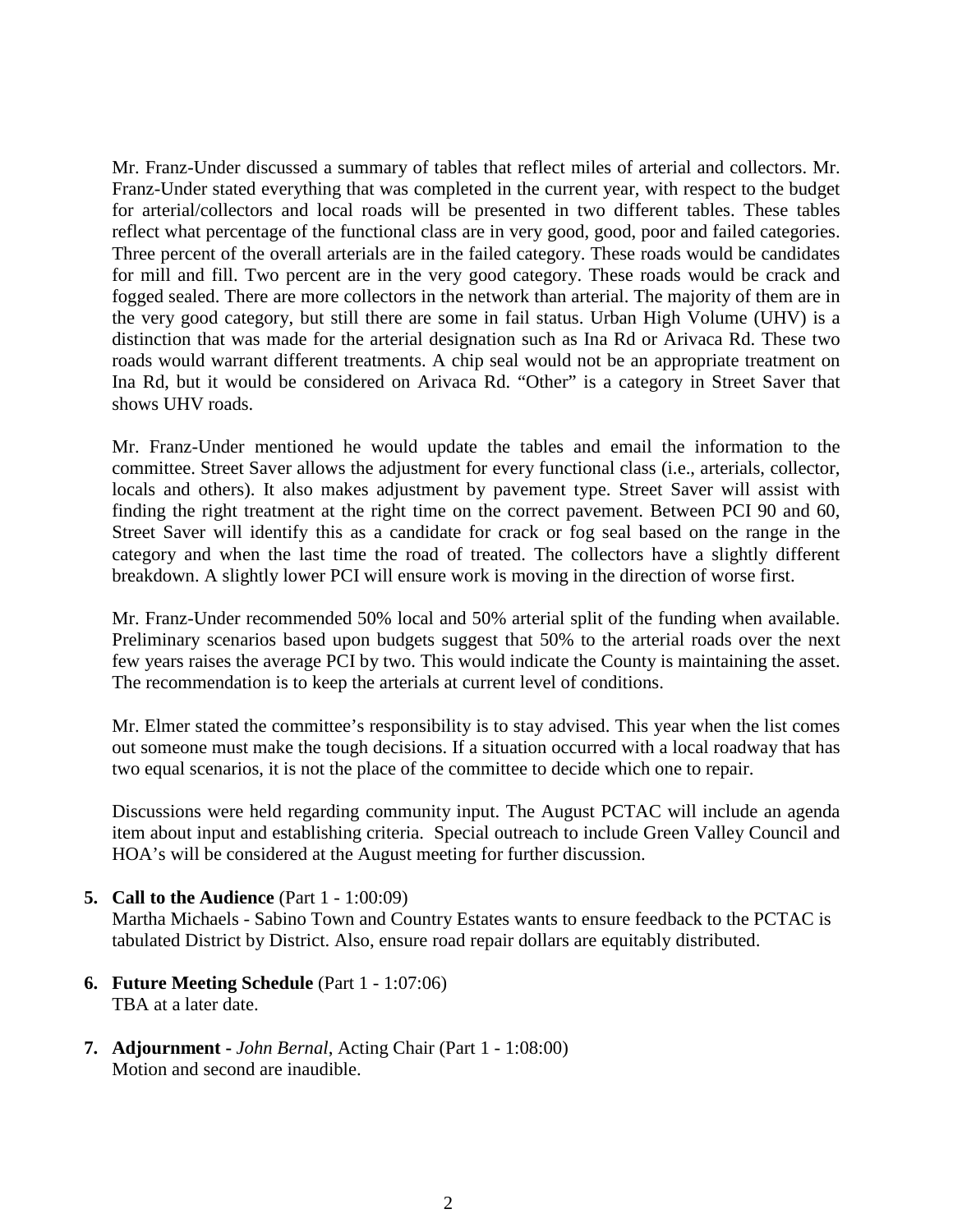Mr. Franz-Under discussed a summary of tables that reflect miles of arterial and collectors. Mr. Franz-Under stated everything that was completed in the current year, with respect to the budget for arterial/collectors and local roads will be presented in two different tables. These tables reflect what percentage of the functional class are in very good, good, poor and failed categories. Three percent of the overall arterials are in the failed category. These roads would be candidates for mill and fill. Two percent are in the very good category. These roads would be crack and fogged sealed. There are more collectors in the network than arterial. The majority of them are in the very good category, but still there are some in fail status. Urban High Volume (UHV) is a distinction that was made for the arterial designation such as Ina Rd or Arivaca Rd. These two roads would warrant different treatments. A chip seal would not be an appropriate treatment on Ina Rd, but it would be considered on Arivaca Rd. "Other" is a category in Street Saver that shows UHV roads.

Mr. Franz-Under mentioned he would update the tables and email the information to the committee. Street Saver allows the adjustment for every functional class (i.e., arterials, collector, locals and others). It also makes adjustment by pavement type. Street Saver will assist with finding the right treatment at the right time on the correct pavement. Between PCI 90 and 60, Street Saver will identify this as a candidate for crack or fog seal based on the range in the category and when the last time the road of treated. The collectors have a slightly different breakdown. A slightly lower PCI will ensure work is moving in the direction of worse first.

Mr. Franz-Under recommended 50% local and 50% arterial split of the funding when available. Preliminary scenarios based upon budgets suggest that 50% to the arterial roads over the next few years raises the average PCI by two. This would indicate the County is maintaining the asset. The recommendation is to keep the arterials at current level of conditions.

Mr. Elmer stated the committee's responsibility is to stay advised. This year when the list comes out someone must make the tough decisions. If a situation occurred with a local roadway that has two equal scenarios, it is not the place of the committee to decide which one to repair.

Discussions were held regarding community input. The August PCTAC will include an agenda item about input and establishing criteria. Special outreach to include Green Valley Council and HOA's will be considered at the August meeting for further discussion.

5. **Call to the Audience** (Part 1 - 1:00:09)
   Martha Michaels - Sabino Town and Country Estates wants to ensure feedback to the PCTAC is tabulated District by District. Also, ensure road repair dollars are equitably distributed.

6. **Future Meeting Schedule** (Part 1 - 1:07:06)
   TBA at a later date.

7. **Adjournment** - *John Bernal*, Acting Chair (Part 1 - 1:08:00)
   Motion and second are inaudible.